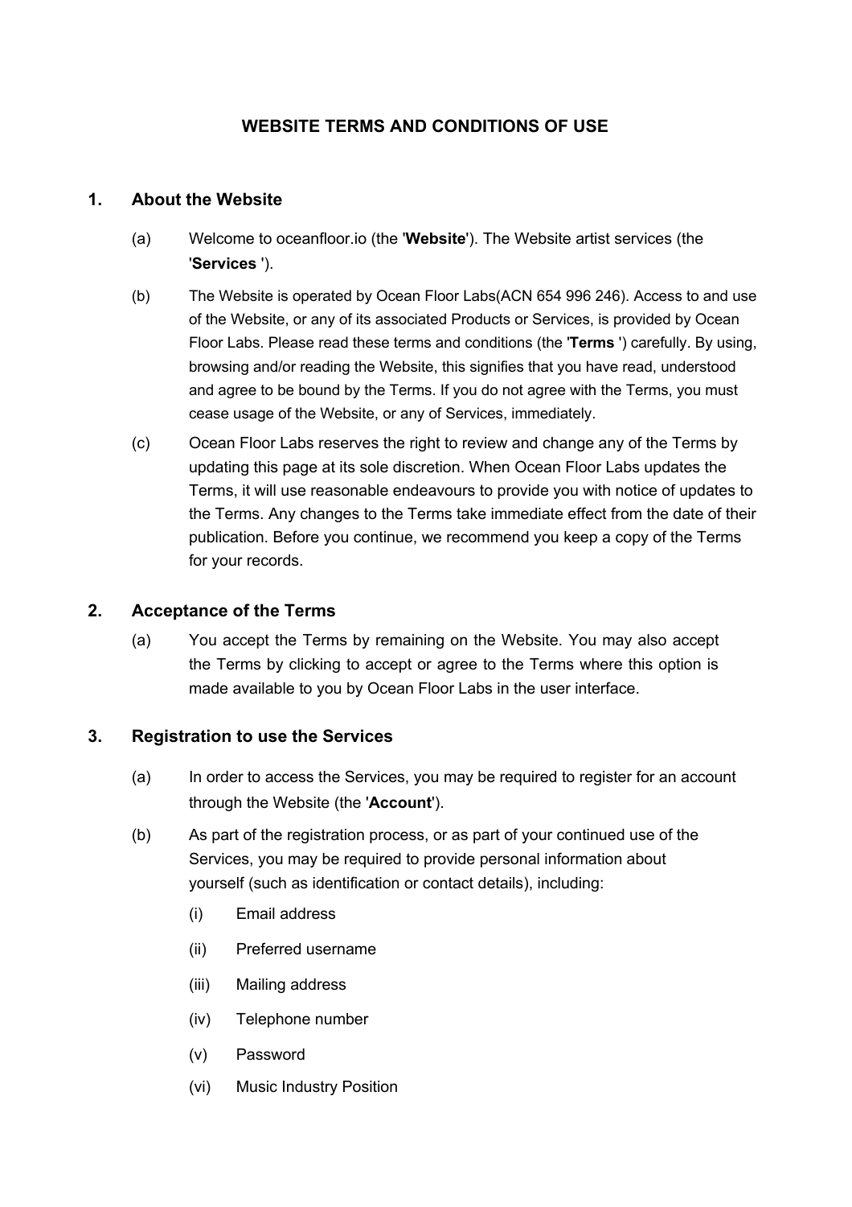# WEBSITE TERMS AND CONDITIONS OF USE

## 1. About the Website

(a) Welcome to oceanfloor.io (the '**Website**'). The Website artist services (the '**Services** ').

(b) The Website is operated by Ocean Floor Labs(ACN 654 996 246). Access to and use of the Website, or any of its associated Products or Services, is provided by Ocean Floor Labs. Please read these terms and conditions (the '**Terms** ') carefully. By using, browsing and/or reading the Website, this signifies that you have read, understood and agree to be bound by the Terms. If you do not agree with the Terms, you must cease usage of the Website, or any of Services, immediately.

(c) Ocean Floor Labs reserves the right to review and change any of the Terms by updating this page at its sole discretion. When Ocean Floor Labs updates the Terms, it will use reasonable endeavours to provide you with notice of updates to the Terms. Any changes to the Terms take immediate effect from the date of their publication. Before you continue, we recommend you keep a copy of the Terms for your records.

## 2. Acceptance of the Terms

(a) You accept the Terms by remaining on the Website. You may also accept the Terms by clicking to accept or agree to the Terms where this option is made available to you by Ocean Floor Labs in the user interface.

## 3. Registration to use the Services

(a) In order to access the Services, you may be required to register for an account through the Website (the '**Account**').

(b) As part of the registration process, or as part of your continued use of the Services, you may be required to provide personal information about yourself (such as identification or contact details), including:

(i) Email address

(ii) Preferred username

(iii) Mailing address

(iv) Telephone number

(v) Password

(vi) Music Industry Position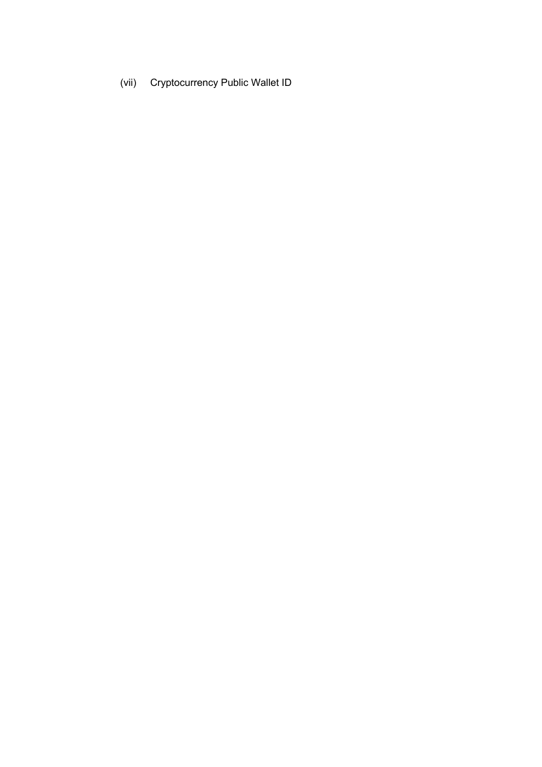(vii) Cryptocurrency Public Wallet ID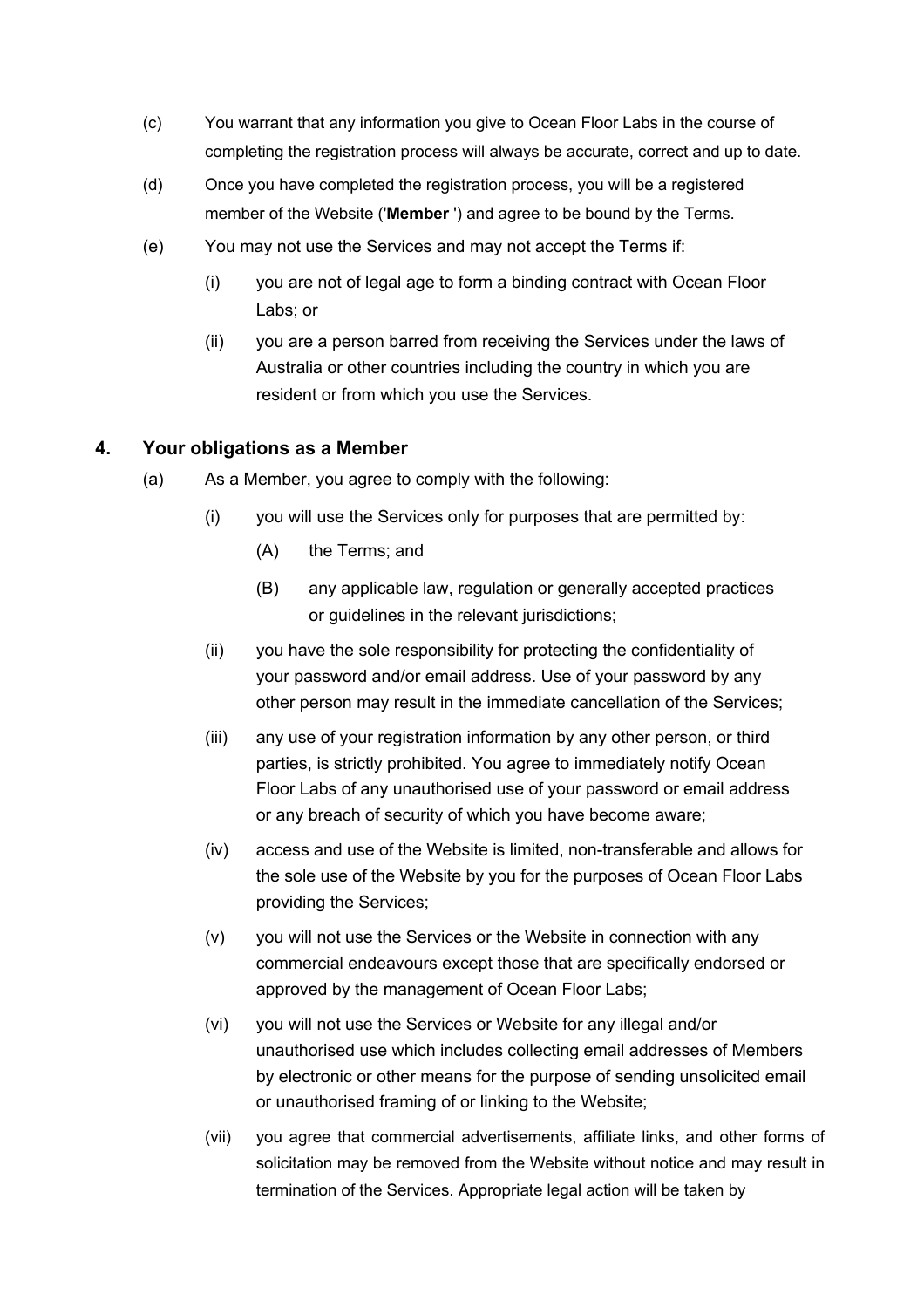(c) You warrant that any information you give to Ocean Floor Labs in the course of completing the registration process will always be accurate, correct and up to date.

(d) Once you have completed the registration process, you will be a registered member of the Website ('**Member** ') and agree to be bound by the Terms.

(e) You may not use the Services and may not accept the Terms if:

(i) you are not of legal age to form a binding contract with Ocean Floor Labs; or

(ii) you are a person barred from receiving the Services under the laws of Australia or other countries including the country in which you are resident or from which you use the Services.

## 4. Your obligations as a Member

(a) As a Member, you agree to comply with the following:

(i) you will use the Services only for purposes that are permitted by:

(A) the Terms; and

(B) any applicable law, regulation or generally accepted practices or guidelines in the relevant jurisdictions;

(ii) you have the sole responsibility for protecting the confidentiality of your password and/or email address. Use of your password by any other person may result in the immediate cancellation of the Services;

(iii) any use of your registration information by any other person, or third parties, is strictly prohibited. You agree to immediately notify Ocean Floor Labs of any unauthorised use of your password or email address or any breach of security of which you have become aware;

(iv) access and use of the Website is limited, non-transferable and allows for the sole use of the Website by you for the purposes of Ocean Floor Labs providing the Services;

(v) you will not use the Services or the Website in connection with any commercial endeavours except those that are specifically endorsed or approved by the management of Ocean Floor Labs;

(vi) you will not use the Services or Website for any illegal and/or unauthorised use which includes collecting email addresses of Members by electronic or other means for the purpose of sending unsolicited email or unauthorised framing of or linking to the Website;

(vii) you agree that commercial advertisements, affiliate links, and other forms of solicitation may be removed from the Website without notice and may result in termination of the Services. Appropriate legal action will be taken by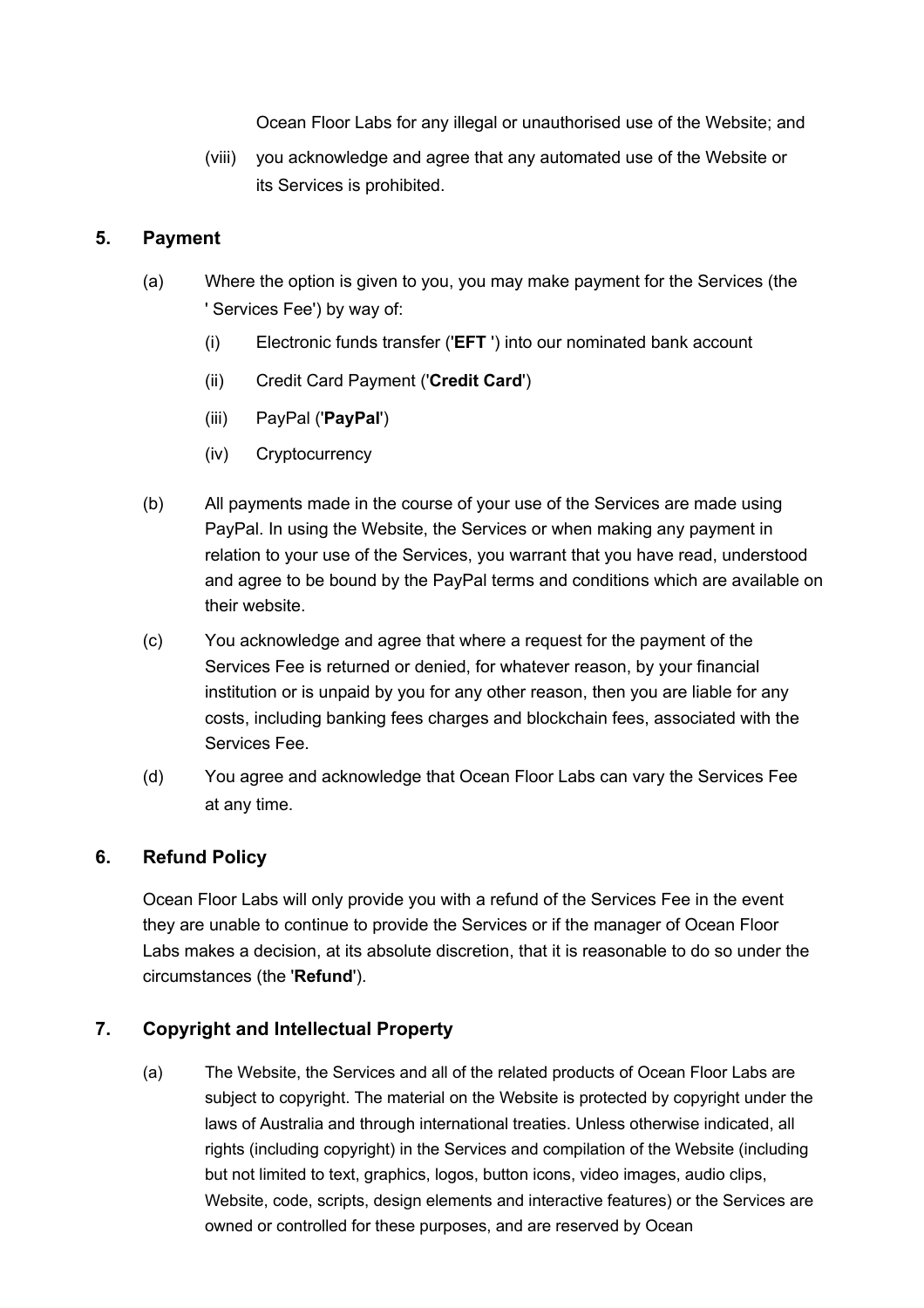Ocean Floor Labs for any illegal or unauthorised use of the Website; and

(viii) you acknowledge and agree that any automated use of the Website or its Services is prohibited.

## 5. Payment

(a) Where the option is given to you, you may make payment for the Services (the ' Services Fee') by way of:

(i) Electronic funds transfer ('**EFT** ') into our nominated bank account

(ii) Credit Card Payment ('**Credit Card**')

(iii) PayPal ('**PayPal**')

(iv) Cryptocurrency

(b) All payments made in the course of your use of the Services are made using PayPal. In using the Website, the Services or when making any payment in relation to your use of the Services, you warrant that you have read, understood and agree to be bound by the PayPal terms and conditions which are available on their website.

(c) You acknowledge and agree that where a request for the payment of the Services Fee is returned or denied, for whatever reason, by your financial institution or is unpaid by you for any other reason, then you are liable for any costs, including banking fees charges and blockchain fees, associated with the Services Fee.

(d) You agree and acknowledge that Ocean Floor Labs can vary the Services Fee at any time.

## 6. Refund Policy

Ocean Floor Labs will only provide you with a refund of the Services Fee in the event they are unable to continue to provide the Services or if the manager of Ocean Floor Labs makes a decision, at its absolute discretion, that it is reasonable to do so under the circumstances (the '**Refund**').

## 7. Copyright and Intellectual Property

(a) The Website, the Services and all of the related products of Ocean Floor Labs are subject to copyright. The material on the Website is protected by copyright under the laws of Australia and through international treaties. Unless otherwise indicated, all rights (including copyright) in the Services and compilation of the Website (including but not limited to text, graphics, logos, button icons, video images, audio clips, Website, code, scripts, design elements and interactive features) or the Services are owned or controlled for these purposes, and are reserved by Ocean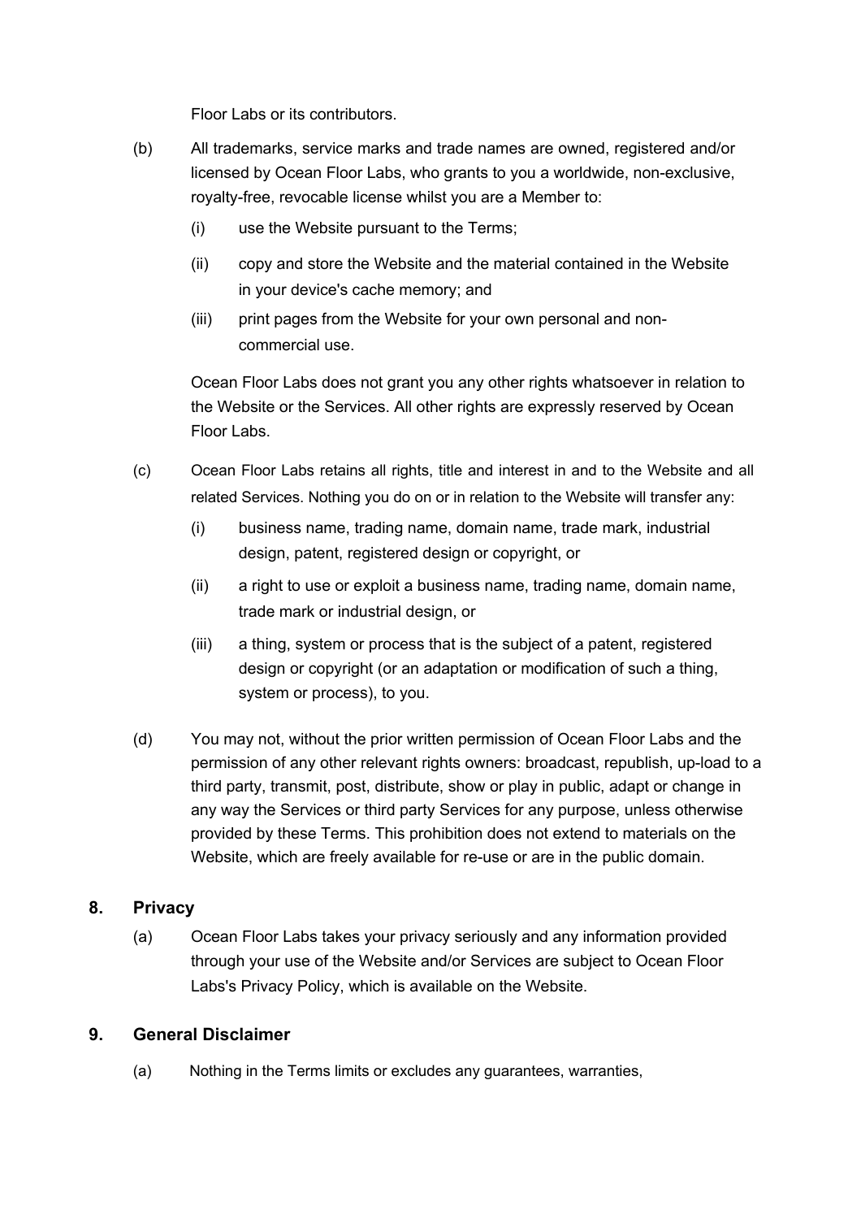Floor Labs or its contributors.

(b) All trademarks, service marks and trade names are owned, registered and/or licensed by Ocean Floor Labs, who grants to you a worldwide, non-exclusive, royalty-free, revocable license whilst you are a Member to:

(i) use the Website pursuant to the Terms;

(ii) copy and store the Website and the material contained in the Website in your device's cache memory; and

(iii) print pages from the Website for your own personal and non-commercial use.

Ocean Floor Labs does not grant you any other rights whatsoever in relation to the Website or the Services. All other rights are expressly reserved by Ocean Floor Labs.

(c) Ocean Floor Labs retains all rights, title and interest in and to the Website and all related Services. Nothing you do on or in relation to the Website will transfer any:

(i) business name, trading name, domain name, trade mark, industrial design, patent, registered design or copyright, or

(ii) a right to use or exploit a business name, trading name, domain name, trade mark or industrial design, or

(iii) a thing, system or process that is the subject of a patent, registered design or copyright (or an adaptation or modification of such a thing, system or process), to you.

(d) You may not, without the prior written permission of Ocean Floor Labs and the permission of any other relevant rights owners: broadcast, republish, up-load to a third party, transmit, post, distribute, show or play in public, adapt or change in any way the Services or third party Services for any purpose, unless otherwise provided by these Terms. This prohibition does not extend to materials on the Website, which are freely available for re-use or are in the public domain.

## 8. Privacy

(a) Ocean Floor Labs takes your privacy seriously and any information provided through your use of the Website and/or Services are subject to Ocean Floor Labs's Privacy Policy, which is available on the Website.

## 9. General Disclaimer

(a) Nothing in the Terms limits or excludes any guarantees, warranties,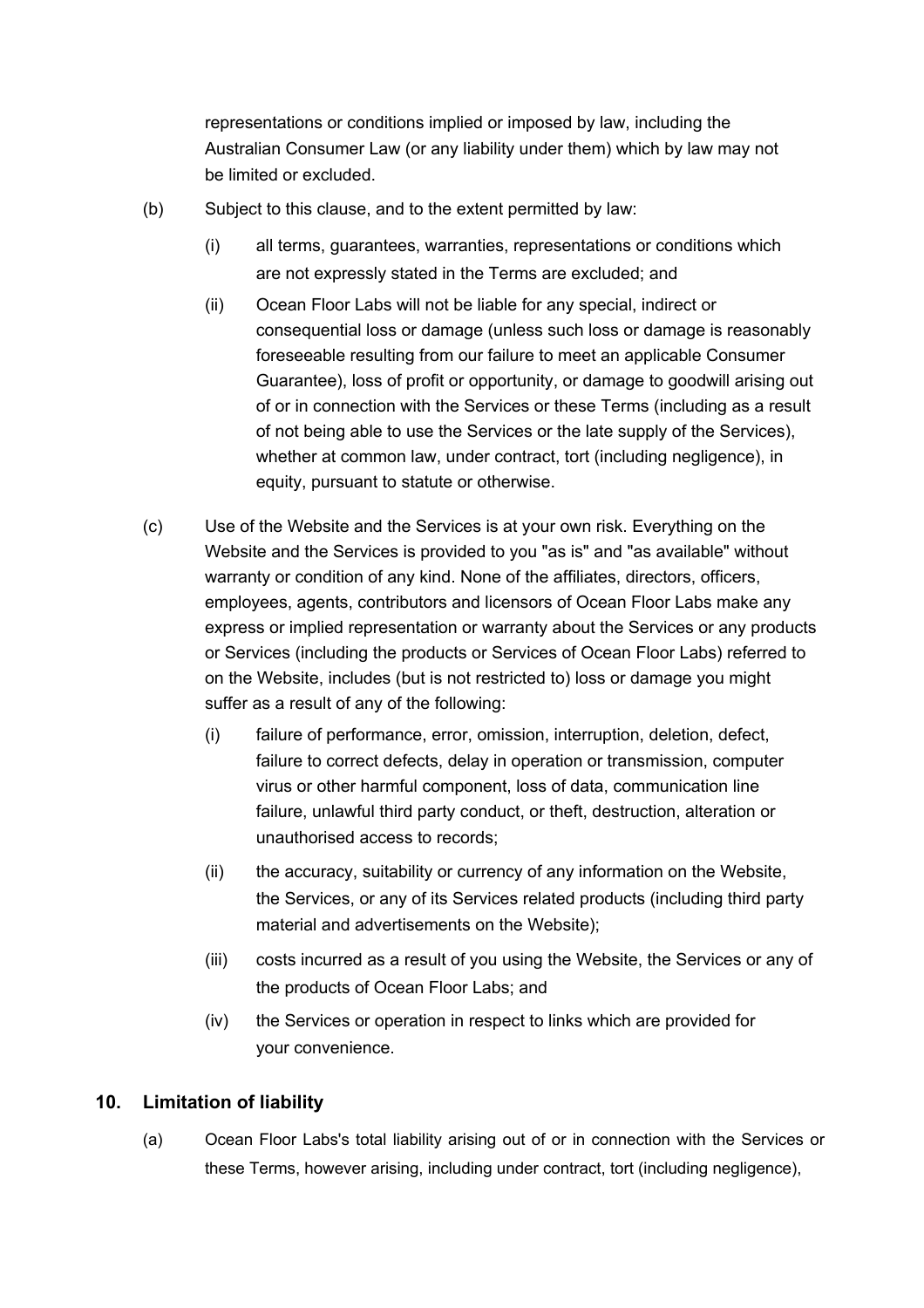representations or conditions implied or imposed by law, including the Australian Consumer Law (or any liability under them) which by law may not be limited or excluded.

(b) Subject to this clause, and to the extent permitted by law:

(i) all terms, guarantees, warranties, representations or conditions which are not expressly stated in the Terms are excluded; and

(ii) Ocean Floor Labs will not be liable for any special, indirect or consequential loss or damage (unless such loss or damage is reasonably foreseeable resulting from our failure to meet an applicable Consumer Guarantee), loss of profit or opportunity, or damage to goodwill arising out of or in connection with the Services or these Terms (including as a result of not being able to use the Services or the late supply of the Services), whether at common law, under contract, tort (including negligence), in equity, pursuant to statute or otherwise.

(c) Use of the Website and the Services is at your own risk. Everything on the Website and the Services is provided to you "as is" and "as available" without warranty or condition of any kind. None of the affiliates, directors, officers, employees, agents, contributors and licensors of Ocean Floor Labs make any express or implied representation or warranty about the Services or any products or Services (including the products or Services of Ocean Floor Labs) referred to on the Website, includes (but is not restricted to) loss or damage you might suffer as a result of any of the following:

(i) failure of performance, error, omission, interruption, deletion, defect, failure to correct defects, delay in operation or transmission, computer virus or other harmful component, loss of data, communication line failure, unlawful third party conduct, or theft, destruction, alteration or unauthorised access to records;

(ii) the accuracy, suitability or currency of any information on the Website, the Services, or any of its Services related products (including third party material and advertisements on the Website);

(iii) costs incurred as a result of you using the Website, the Services or any of the products of Ocean Floor Labs; and

(iv) the Services or operation in respect to links which are provided for your convenience.

## 10. Limitation of liability

(a) Ocean Floor Labs's total liability arising out of or in connection with the Services or these Terms, however arising, including under contract, tort (including negligence),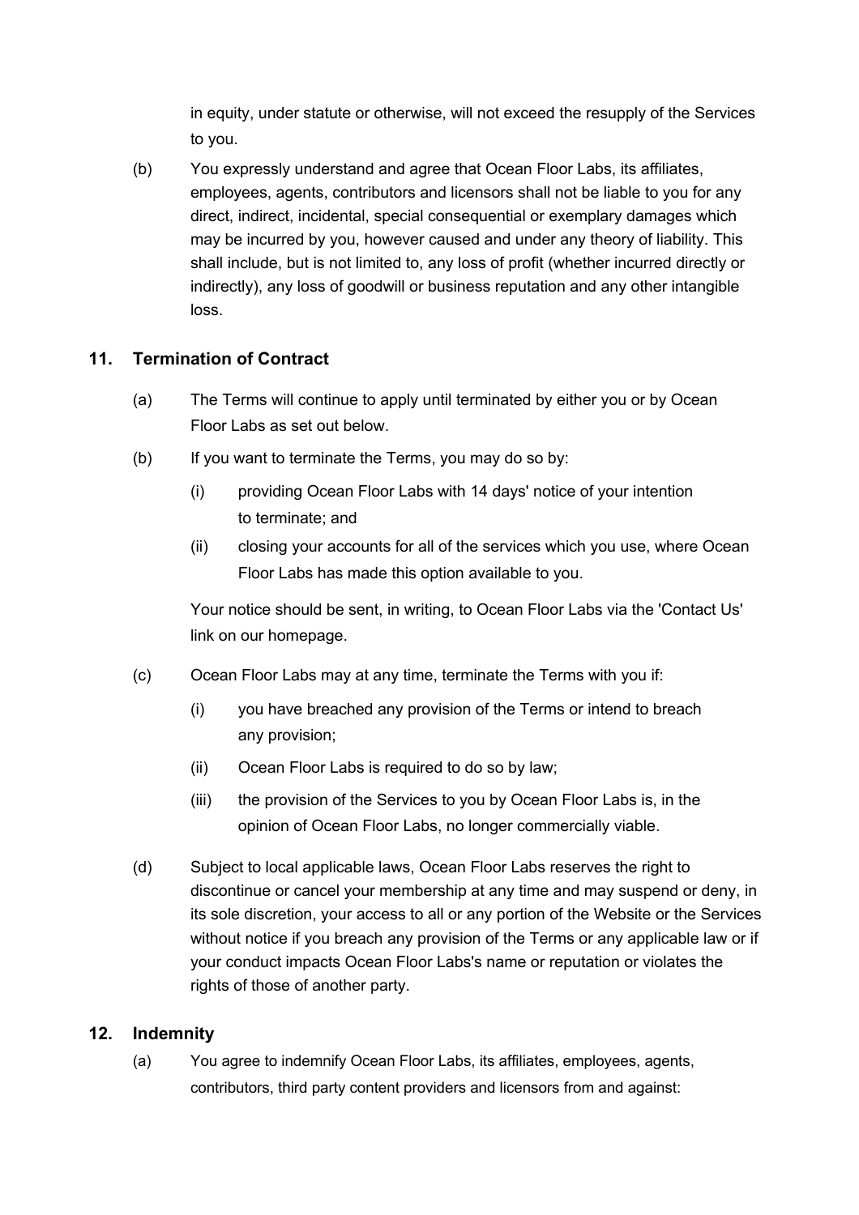in equity, under statute or otherwise, will not exceed the resupply of the Services to you.

(b) You expressly understand and agree that Ocean Floor Labs, its affiliates, employees, agents, contributors and licensors shall not be liable to you for any direct, indirect, incidental, special consequential or exemplary damages which may be incurred by you, however caused and under any theory of liability. This shall include, but is not limited to, any loss of profit (whether incurred directly or indirectly), any loss of goodwill or business reputation and any other intangible loss.

## 11. Termination of Contract

(a) The Terms will continue to apply until terminated by either you or by Ocean Floor Labs as set out below.

(b) If you want to terminate the Terms, you may do so by:

(i) providing Ocean Floor Labs with 14 days' notice of your intention to terminate; and

(ii) closing your accounts for all of the services which you use, where Ocean Floor Labs has made this option available to you.

Your notice should be sent, in writing, to Ocean Floor Labs via the 'Contact Us' link on our homepage.

(c) Ocean Floor Labs may at any time, terminate the Terms with you if:

(i) you have breached any provision of the Terms or intend to breach any provision;

(ii) Ocean Floor Labs is required to do so by law;

(iii) the provision of the Services to you by Ocean Floor Labs is, in the opinion of Ocean Floor Labs, no longer commercially viable.

(d) Subject to local applicable laws, Ocean Floor Labs reserves the right to discontinue or cancel your membership at any time and may suspend or deny, in its sole discretion, your access to all or any portion of the Website or the Services without notice if you breach any provision of the Terms or any applicable law or if your conduct impacts Ocean Floor Labs's name or reputation or violates the rights of those of another party.

## 12. Indemnity

(a) You agree to indemnify Ocean Floor Labs, its affiliates, employees, agents, contributors, third party content providers and licensors from and against: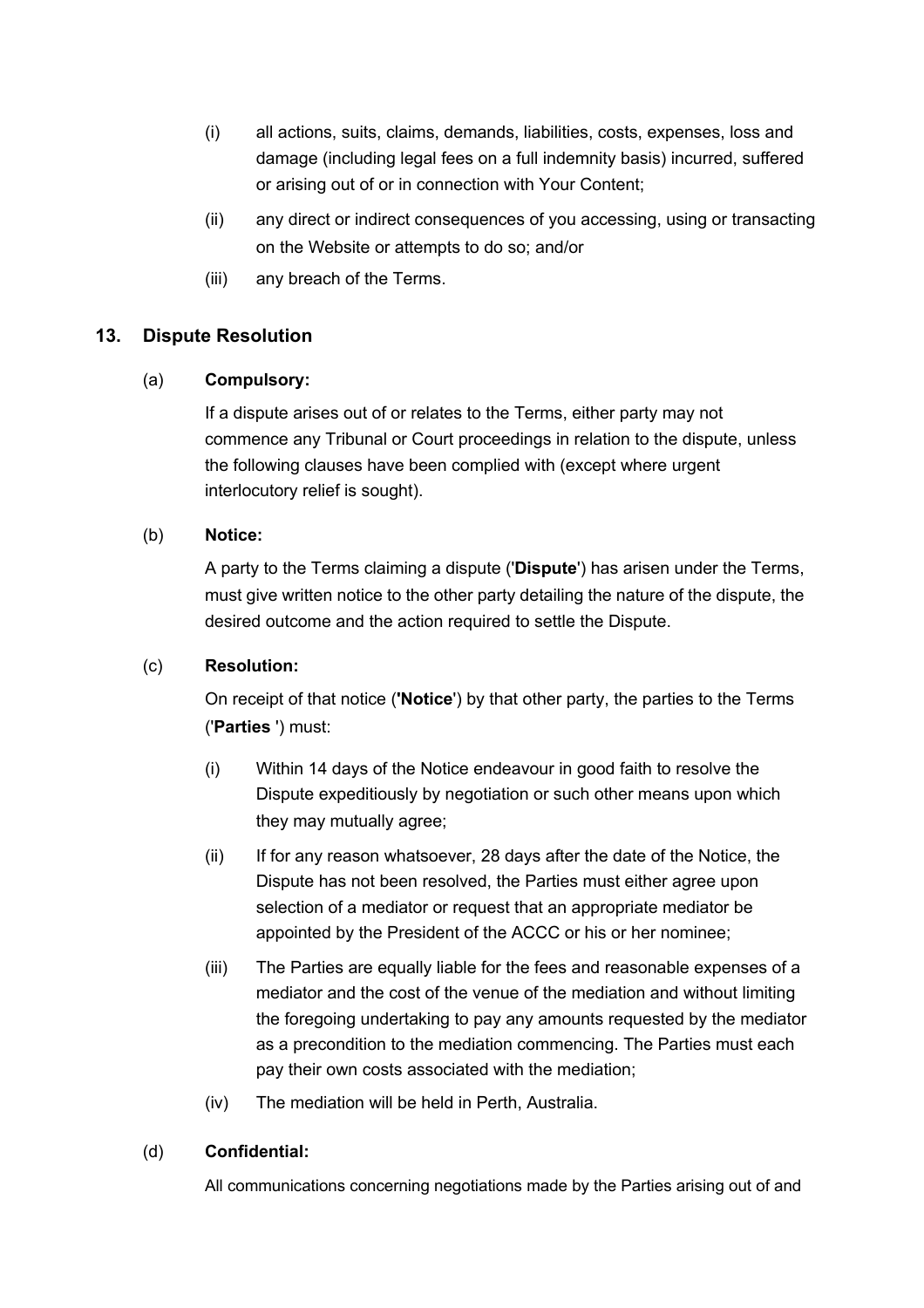(i) all actions, suits, claims, demands, liabilities, costs, expenses, loss and damage (including legal fees on a full indemnity basis) incurred, suffered or arising out of or in connection with Your Content;

(ii) any direct or indirect consequences of you accessing, using or transacting on the Website or attempts to do so; and/or

(iii) any breach of the Terms.

## 13. Dispute Resolution

(a) **Compulsory:**

If a dispute arises out of or relates to the Terms, either party may not commence any Tribunal or Court proceedings in relation to the dispute, unless the following clauses have been complied with (except where urgent interlocutory relief is sought).

(b) **Notice:**

A party to the Terms claiming a dispute ('**Dispute**') has arisen under the Terms, must give written notice to the other party detailing the nature of the dispute, the desired outcome and the action required to settle the Dispute.

(c) **Resolution:**

On receipt of that notice ('**Notice**') by that other party, the parties to the Terms ('**Parties** ') must:

(i) Within 14 days of the Notice endeavour in good faith to resolve the Dispute expeditiously by negotiation or such other means upon which they may mutually agree;

(ii) If for any reason whatsoever, 28 days after the date of the Notice, the Dispute has not been resolved, the Parties must either agree upon selection of a mediator or request that an appropriate mediator be appointed by the President of the ACCC or his or her nominee;

(iii) The Parties are equally liable for the fees and reasonable expenses of a mediator and the cost of the venue of the mediation and without limiting the foregoing undertaking to pay any amounts requested by the mediator as a precondition to the mediation commencing. The Parties must each pay their own costs associated with the mediation;

(iv) The mediation will be held in Perth, Australia.

(d) **Confidential:**

All communications concerning negotiations made by the Parties arising out of and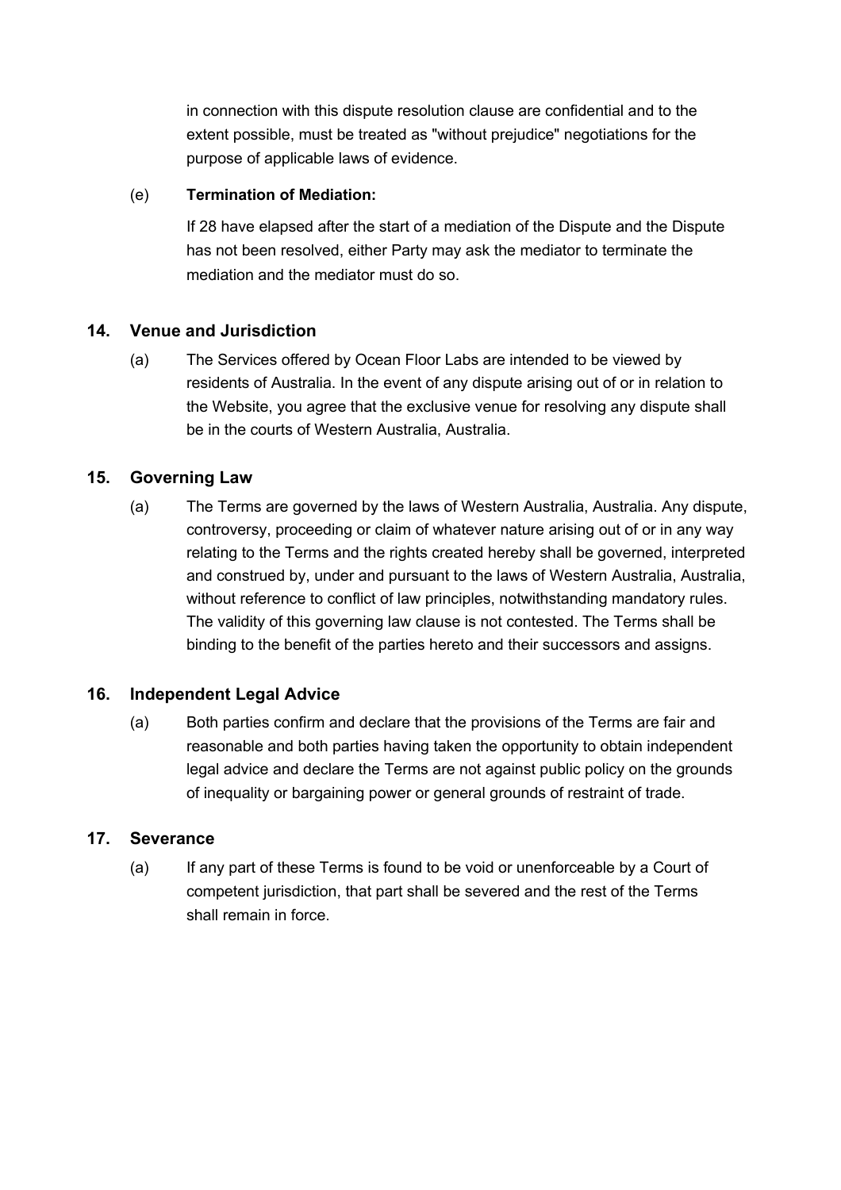in connection with this dispute resolution clause are confidential and to the extent possible, must be treated as "without prejudice" negotiations for the purpose of applicable laws of evidence.

(e) **Termination of Mediation:**

If 28 have elapsed after the start of a mediation of the Dispute and the Dispute has not been resolved, either Party may ask the mediator to terminate the mediation and the mediator must do so.

## 14. Venue and Jurisdiction

(a) The Services offered by Ocean Floor Labs are intended to be viewed by residents of Australia. In the event of any dispute arising out of or in relation to the Website, you agree that the exclusive venue for resolving any dispute shall be in the courts of Western Australia, Australia.

## 15. Governing Law

(a) The Terms are governed by the laws of Western Australia, Australia. Any dispute, controversy, proceeding or claim of whatever nature arising out of or in any way relating to the Terms and the rights created hereby shall be governed, interpreted and construed by, under and pursuant to the laws of Western Australia, Australia, without reference to conflict of law principles, notwithstanding mandatory rules. The validity of this governing law clause is not contested. The Terms shall be binding to the benefit of the parties hereto and their successors and assigns.

## 16. Independent Legal Advice

(a) Both parties confirm and declare that the provisions of the Terms are fair and reasonable and both parties having taken the opportunity to obtain independent legal advice and declare the Terms are not against public policy on the grounds of inequality or bargaining power or general grounds of restraint of trade.

## 17. Severance

(a) If any part of these Terms is found to be void or unenforceable by a Court of competent jurisdiction, that part shall be severed and the rest of the Terms shall remain in force.